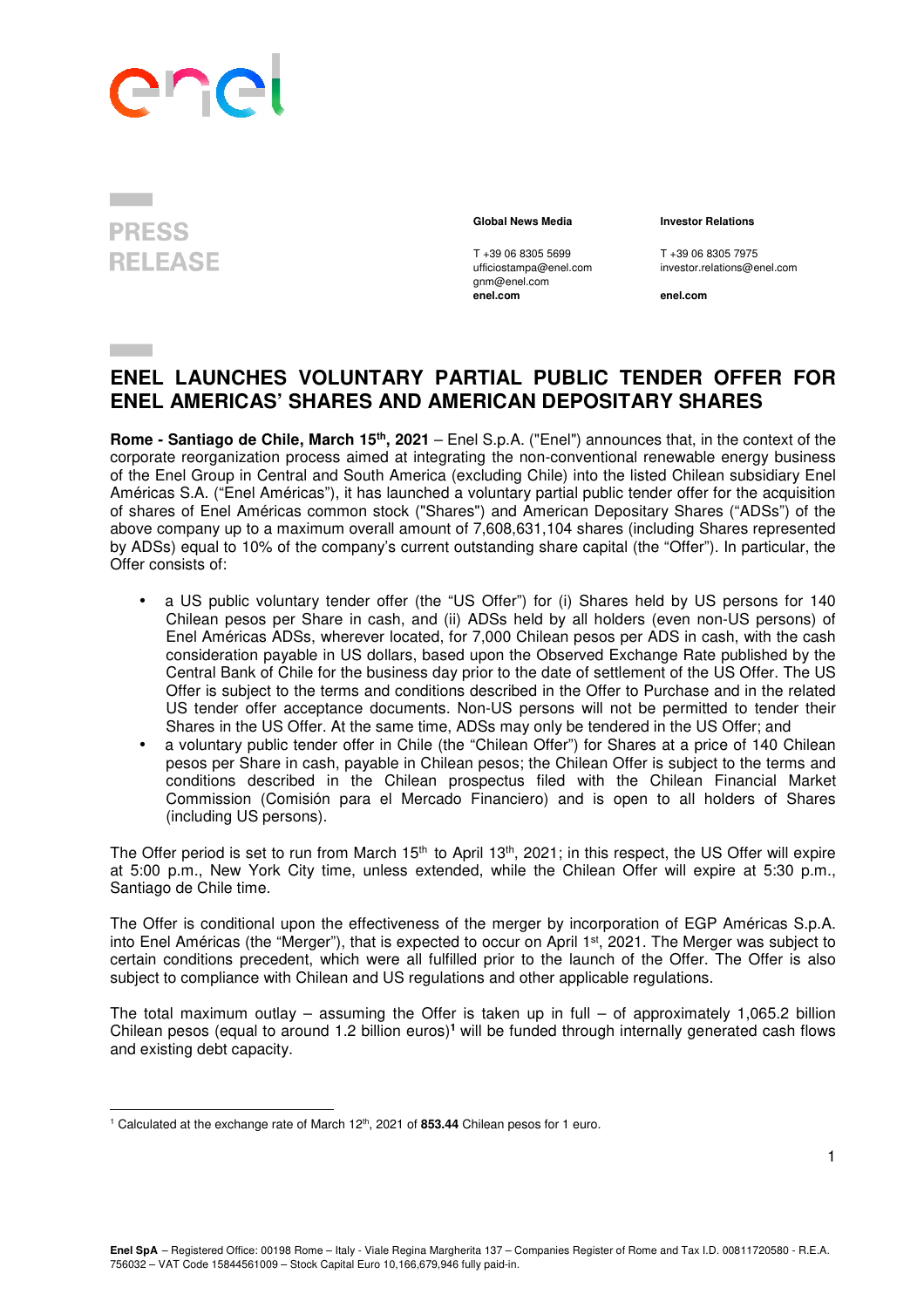PRESS RELEASE

**Global News Media**

T +39 06 8305 5699
ufficiostampa@enel.com
gnm@enel.com
**enel.com**

**Investor Relations**

T +39 06 8305 7975
investor.relations@enel.com

**enel.com**

# ENEL LAUNCHES VOLUNTARY PARTIAL PUBLIC TENDER OFFER FOR ENEL AMERICAS' SHARES AND AMERICAN DEPOSITARY SHARES

**Rome - Santiago de Chile, March 15th, 2021** – Enel S.p.A. ("Enel") announces that, in the context of the corporate reorganization process aimed at integrating the non-conventional renewable energy business of the Enel Group in Central and South America (excluding Chile) into the listed Chilean subsidiary Enel Américas S.A. ("Enel Américas"), it has launched a voluntary partial public tender offer for the acquisition of shares of Enel Américas common stock ("Shares") and American Depositary Shares ("ADSs") of the above company up to a maximum overall amount of 7,608,631,104 shares (including Shares represented by ADSs) equal to 10% of the company's current outstanding share capital (the "Offer"). In particular, the Offer consists of:

- a US public voluntary tender offer (the "US Offer") for (i) Shares held by US persons for 140 Chilean pesos per Share in cash, and (ii) ADSs held by all holders (even non-US persons) of Enel Américas ADSs, wherever located, for 7,000 Chilean pesos per ADS in cash, with the cash consideration payable in US dollars, based upon the Observed Exchange Rate published by the Central Bank of Chile for the business day prior to the date of settlement of the US Offer. The US Offer is subject to the terms and conditions described in the Offer to Purchase and in the related US tender offer acceptance documents. Non-US persons will not be permitted to tender their Shares in the US Offer. At the same time, ADSs may only be tendered in the US Offer; and
- a voluntary public tender offer in Chile (the "Chilean Offer") for Shares at a price of 140 Chilean pesos per Share in cash, payable in Chilean pesos; the Chilean Offer is subject to the terms and conditions described in the Chilean prospectus filed with the Chilean Financial Market Commission (Comisión para el Mercado Financiero) and is open to all holders of Shares (including US persons).

The Offer period is set to run from March 15th to April 13th, 2021; in this respect, the US Offer will expire at 5:00 p.m., New York City time, unless extended, while the Chilean Offer will expire at 5:30 p.m., Santiago de Chile time.

The Offer is conditional upon the effectiveness of the merger by incorporation of EGP Américas S.p.A. into Enel Américas (the "Merger"), that is expected to occur on April 1st, 2021. The Merger was subject to certain conditions precedent, which were all fulfilled prior to the launch of the Offer. The Offer is also subject to compliance with Chilean and US regulations and other applicable regulations.

The total maximum outlay – assuming the Offer is taken up in full – of approximately 1,065.2 billion Chilean pesos (equal to around 1.2 billion euros)[1] will be funded through internally generated cash flows and existing debt capacity.

[1] Calculated at the exchange rate of March 12th, 2021 of **853.44** Chilean pesos for 1 euro.

**Enel SpA** – Registered Office: 00198 Rome – Italy - Viale Regina Margherita 137 – Companies Register of Rome and Tax I.D. 00811720580 - R.E.A. 756032 – VAT Code 15844561009 – Stock Capital Euro 10,166,679,946 fully paid-in.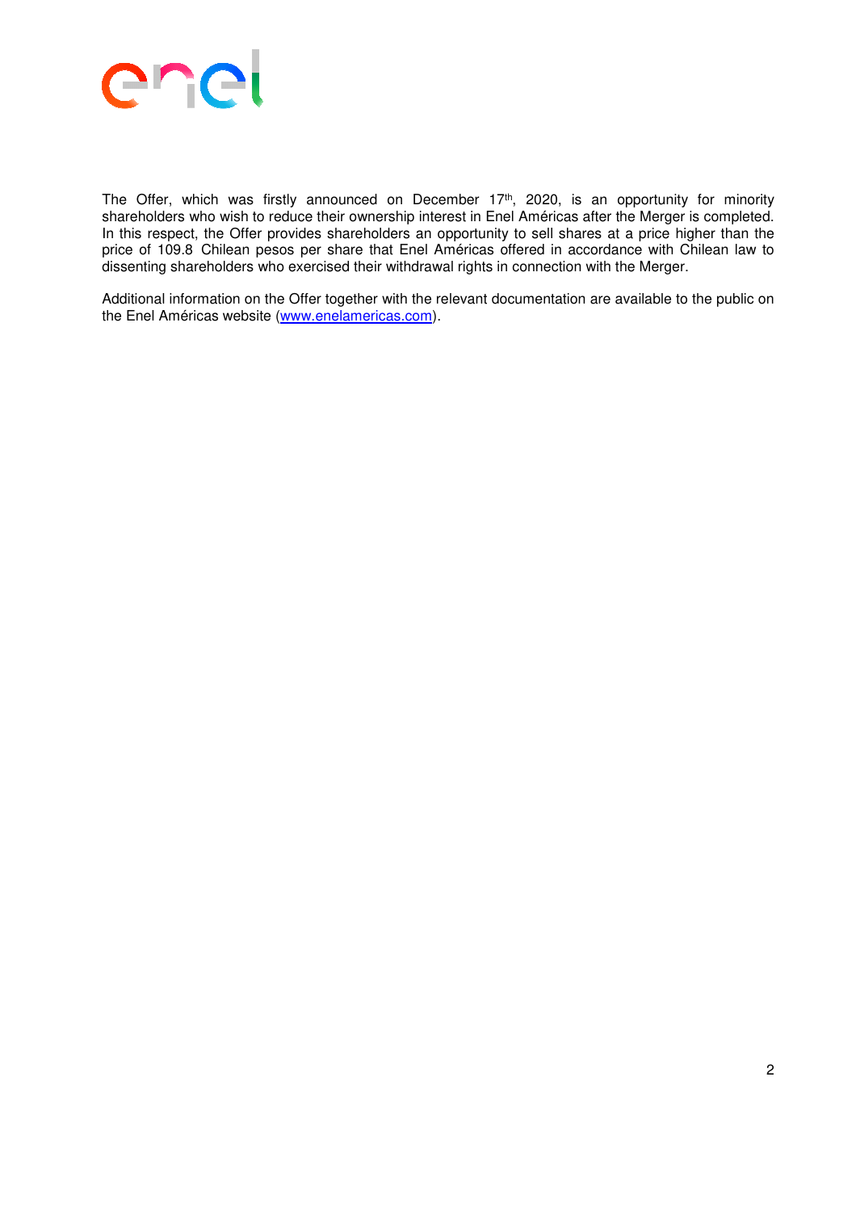The Offer, which was firstly announced on December 17th, 2020, is an opportunity for minority shareholders who wish to reduce their ownership interest in Enel Américas after the Merger is completed. In this respect, the Offer provides shareholders an opportunity to sell shares at a price higher than the price of 109.8 Chilean pesos per share that Enel Américas offered in accordance with Chilean law to dissenting shareholders who exercised their withdrawal rights in connection with the Merger.

Additional information on the Offer together with the relevant documentation are available to the public on the Enel Américas website (www.enelamericas.com).